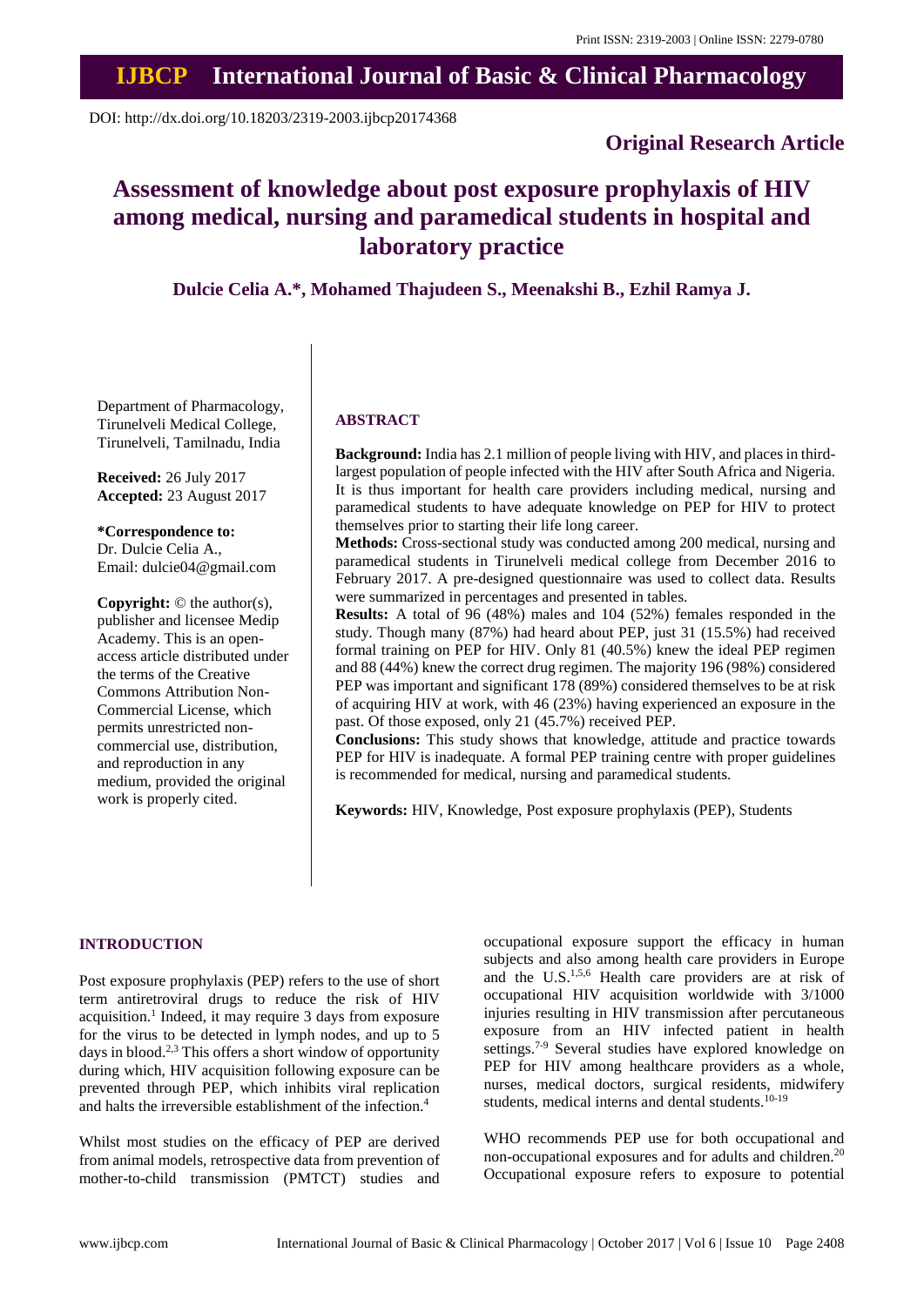Print ISSN: 2319-2003 | Online ISSN: 2279-0780

# IJBCP International Journal of Basic & Clinical Pharmacology

DOI: http://dx.doi.org/10.18203/2319-2003.ijbcp20174368

**Original Research Article**

# Assessment of knowledge about post exposure prophylaxis of HIV among medical, nursing and paramedical students in hospital and laboratory practice

**Dulcie Celia A.\*, Mohamed Thajudeen S., Meenakshi B., Ezhil Ramya J.**

Department of Pharmacology, Tirunelveli Medical College, Tirunelveli, Tamilnadu, India

**Received:** 26 July 2017
**Accepted:** 23 August 2017

**\*Correspondence to:**
Dr. Dulcie Celia A.,
Email: dulcie04@gmail.com

**Copyright:** © the author(s), publisher and licensee Medip Academy. This is an open-access article distributed under the terms of the Creative Commons Attribution Non-Commercial License, which permits unrestricted non-commercial use, distribution, and reproduction in any medium, provided the original work is properly cited.

## ABSTRACT

**Background:** India has 2.1 million of people living with HIV, and places in third-largest population of people infected with the HIV after South Africal and Nigeria. It is thus important for health care providers including medical, nursing and paramedical students to have adequate knowledge on PEP for HIV to protect themselves prior to starting their life long career.

**Methods:** Cross-sectional study was conducted among 200 medical, nursing and paramedical students in Tirunelveli medical college from December 2016 to February 2017. A pre-designed questionnaire was used to collect data. Results were summarized in percentages and presented in tables.

**Results:** A total of 96 (48%) males and 104 (52%) females responded in the study. Though many (87%) had heard about PEP, just 31 (15.5%) had received formal training on PEP for HIV. Only 81 (40.5%) knew the ideal PEP regimen and 88 (44%) knew the correct drug regimen. The majority 196 (98%) considered PEP was important and significant 178 (89%) considered themselves to be at risk of acquiring HIV at work, with 46 (23%) having experienced an exposure in the past. Of those exposed, only 21 (45.7%) received PEP.

**Conclusions:** This study shows that knowledge, attitude and practice towards PEP for HIV is inadequate. A formal PEP training centre with proper guidelines is recommended for medical, nursing and paramedical students.

**Keywords:** HIV, Knowledge, Post exposure prophylaxis (PEP), Students

## INTRODUCTION

Post exposure prophylaxis (PEP) refers to the use of short term antiretroviral drugs to reduce the risk of HIV acquisition.[1] Indeed, it may require 3 days from exposure for the virus to be detected in lymph nodes, and up to 5 days in blood.[2,3] This offers a short window of opportunity during which, HIV acquisition following exposure can be prevented through PEP, which inhibits viral replication and halts the irreversible establishment of the infection.[4]

Whilst most studies on the efficacy of PEP are derived from animal models, retrospective data from prevention of mother-to-child transmission (PMTCT) studies and occupational exposure support the efficacy in human subjects and also among health care providers in Europe and the U.S.[1,5,6] Health care providers are at risk of occupational HIV acquisition worldwide with 3/1000 injuries resulting in HIV transmission after percutaneous exposure from an HIV infected patient in health settings.[7-9] Several studies have explored knowledge on PEP for HIV among healthcare providers as a whole, nurses, medical doctors, surgical residents, midwifery students, medical interns and dental students.[10-19]

WHO recommends PEP use for both occupational and non-occupational exposures and for adults and children.[20] Occupational exposure refers to exposure to potential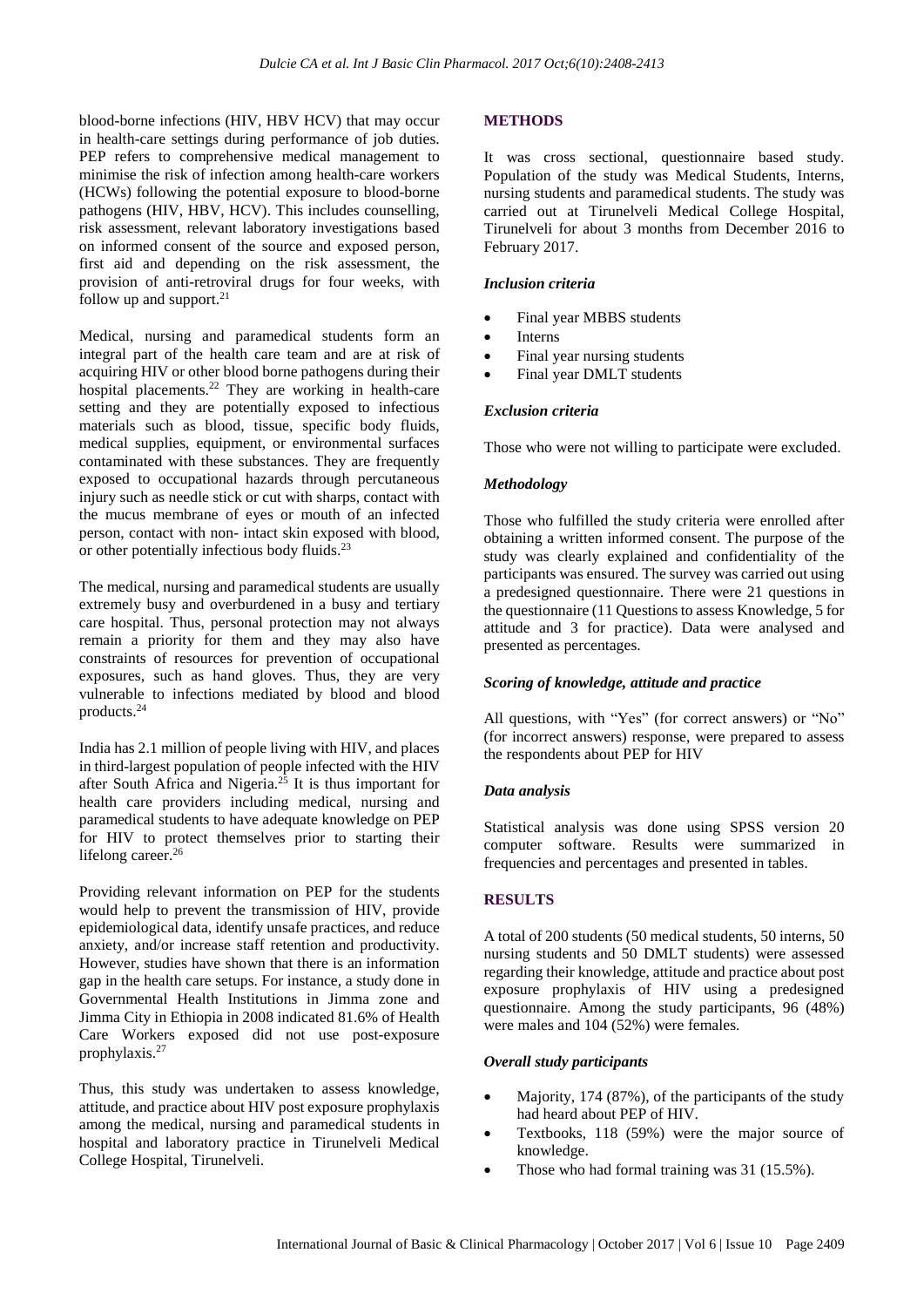blood-borne infections (HIV, HBV HCV) that may occur in health-care settings during performance of job duties. PEP refers to comprehensive medical management to minimise the risk of infection among health-care workers (HCWs) following the potential exposure to blood-borne pathogens (HIV, HBV, HCV). This includes counselling, risk assessment, relevant laboratory investigations based on informed consent of the source and exposed person, first aid and depending on the risk assessment, the provision of anti-retroviral drugs for four weeks, with follow up and support.[21]

Medical, nursing and paramedical students form an integral part of the health care team and are at risk of acquiring HIV or other blood borne pathogens during their hospital placements.[22] They are working in health-care setting and they are potentially exposed to infectious materials such as blood, tissue, specific body fluids, medical supplies, equipment, or environmental surfaces contaminated with these substances. They are frequently exposed to occupational hazards through percutaneous injury such as needle stick or cut with sharps, contact with the mucus membrane of eyes or mouth of an infected person, contact with non- intact skin exposed with blood, or other potentially infectious body fluids.[23]

The medical, nursing and paramedical students are usually extremely busy and overburdened in a busy and tertiary care hospital. Thus, personal protection may not always remain a priority for them and they may also have constraints of resources for prevention of occupational exposures, such as hand gloves. Thus, they are very vulnerable to infections mediated by blood and blood products.[24]

India has 2.1 million of people living with HIV, and places in third-largest population of people infected with the HIV after South Africa and Nigeria.[25] It is thus important for health care providers including medical, nursing and paramedical students to have adequate knowledge on PEP for HIV to protect themselves prior to starting their lifelong career.[26]

Providing relevant information on PEP for the students would help to prevent the transmission of HIV, provide epidemiological data, identify unsafe practices, and reduce anxiety, and/or increase staff retention and productivity. However, studies have shown that there is an information gap in the health care setups. For instance, a study done in Governmental Health Institutions in Jimma zone and Jimma City in Ethiopia in 2008 indicated 81.6% of Health Care Workers exposed did not use post-exposure prophylaxis.[27]

Thus, this study was undertaken to assess knowledge, attitude, and practice about HIV post exposure prophylaxis among the medical, nursing and paramedical students in hospital and laboratory practice in Tirunelveli Medical College Hospital, Tirunelveli.

## METHODS

It was cross sectional, questionnaire based study. Population of the study was Medical Students, Interns, nursing students and paramedical students. The study was carried out at Tirunelveli Medical College Hospital, Tirunelveli for about 3 months from December 2016 to February 2017.

### *Inclusion criteria*

- Final year MBBS students
- Interns
- Final year nursing students
- Final year DMLT students

### *Exclusion criteria*

Those who were not willing to participate were excluded.

### *Methodology*

Those who fulfilled the study criteria were enrolled after obtaining a written informed consent. The purpose of the study was clearly explained and confidentiality of the participants was ensured. The survey was carried out using a predesigned questionnaire. There were 21 questions in the questionnaire (11 Questions to assess Knowledge, 5 for attitude and 3 for practice). Data were analysed and presented as percentages.

### *Scoring of knowledge, attitude and practice*

All questions, with "Yes" (for correct answers) or "No" (for incorrect answers) response, were prepared to assess the respondents about PEP for HIV

### *Data analysis*

Statistical analysis was done using SPSS version 20 computer software. Results were summarized in frequencies and percentages and presented in tables.

## RESULTS

A total of 200 students (50 medical students, 50 interns, 50 nursing students and 50 DMLT students) were assessed regarding their knowledge, attitude and practice about post exposure prophylaxis of HIV using a predesigned questionnaire. Among the study participants, 96 (48%) were males and 104 (52%) were females.

### *Overall study participants*

- Majority, 174 (87%), of the participants of the study had heard about PEP of HIV.
- Textbooks, 118 (59%) were the major source of knowledge.
- Those who had formal training was 31 (15.5%).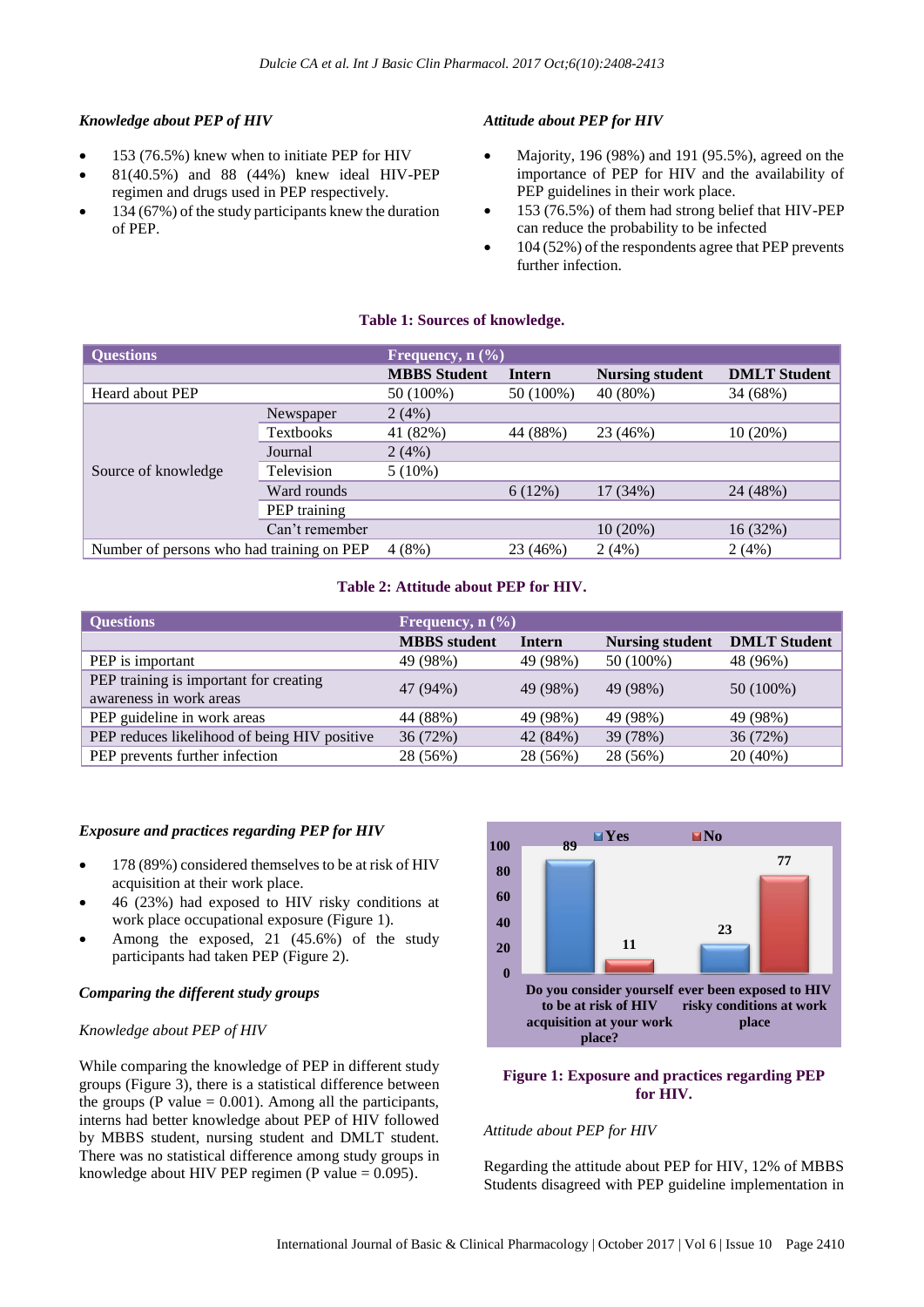### *Knowledge about PEP of HIV*

- 153 (76.5%) knew when to initiate PEP for HIV
- 81(40.5%) and 88 (44%) knew ideal HIV-PEP regimen and drugs used in PEP respectively.
- 134 (67%) of the study participants knew the duration of PEP.

### *Attitude about PEP for HIV*

- Majority, 196 (98%) and 191 (95.5%), agreed on the importance of PEP for HIV and the availability of PEP guidelines in their work place.
- 153 (76.5%) of them had strong belief that HIV-PEP can reduce the probability to be infected
- 104 (52%) of the respondents agree that PEP prevents further infection.

**Table 1: Sources of knowledge.**

| Questions | | Frequency, n (%) | | | |
|---|---|---|---|---|---|
| | | MBBS Student | Intern | Nursing student | DMLT Student |
| Heard about PEP | | 50 (100%) | 50 (100%) | 40 (80%) | 34 (68%) |
| Source of knowledge | Newspaper | 2 (4%) | | | |
| | Textbooks | 41 (82%) | 44 (88%) | 23 (46%) | 10 (20%) |
| | Journal | 2 (4%) | | | |
| | Television | 5 (10%) | | | |
| | Ward rounds | | 6 (12%) | 17 (34%) | 24 (48%) |
| | PEP training | | | | |
| | Can't remember | | | 10 (20%) | 16 (32%) |
| Number of persons who had training on PEP | | 4 (8%) | 23 (46%) | 2 (4%) | 2 (4%) |

**Table 2: Attitude about PEP for HIV.**

| Questions | Frequency, n (%) | | | |
|---|---|---|---|---|
| | MBBS student | Intern | Nursing student | DMLT Student |
| PEP is important | 49 (98%) | 49 (98%) | 50 (100%) | 48 (96%) |
| PEP training is important for creating awareness in work areas | 47 (94%) | 49 (98%) | 49 (98%) | 50 (100%) |
| PEP guideline in work areas | 44 (88%) | 49 (98%) | 49 (98%) | 49 (98%) |
| PEP reduces likelihood of being HIV positive | 36 (72%) | 42 (84%) | 39 (78%) | 36 (72%) |
| PEP prevents further infection | 28 (56%) | 28 (56%) | 28 (56%) | 20 (40%) |

### *Exposure and practices regarding PEP for HIV*

- 178 (89%) considered themselves to be at risk of HIV acquisition at their work place.
- 46 (23%) had exposed to HIV risky conditions at work place occupational exposure (Figure 1).
- Among the exposed, 21 (45.6%) of the study participants had taken PEP (Figure 2).

**Figure 1: Exposure and practices regarding PEP for HIV.**

### *Comparing the different study groups*

*Knowledge about PEP of HIV*

While comparing the knowledge of PEP in different study groups (Figure 3), there is a statistical difference between the groups (P value = 0.001). Among all the participants, interns had better knowledge about PEP of HIV followed by MBBS student, nursing student and DMLT student. There was no statistical difference among study groups in knowledge about HIV PEP regimen (P value = 0.095).

*Attitude about PEP for HIV*

Regarding the attitude about PEP for HIV, 12% of MBBS Students disagreed with PEP guideline implementation in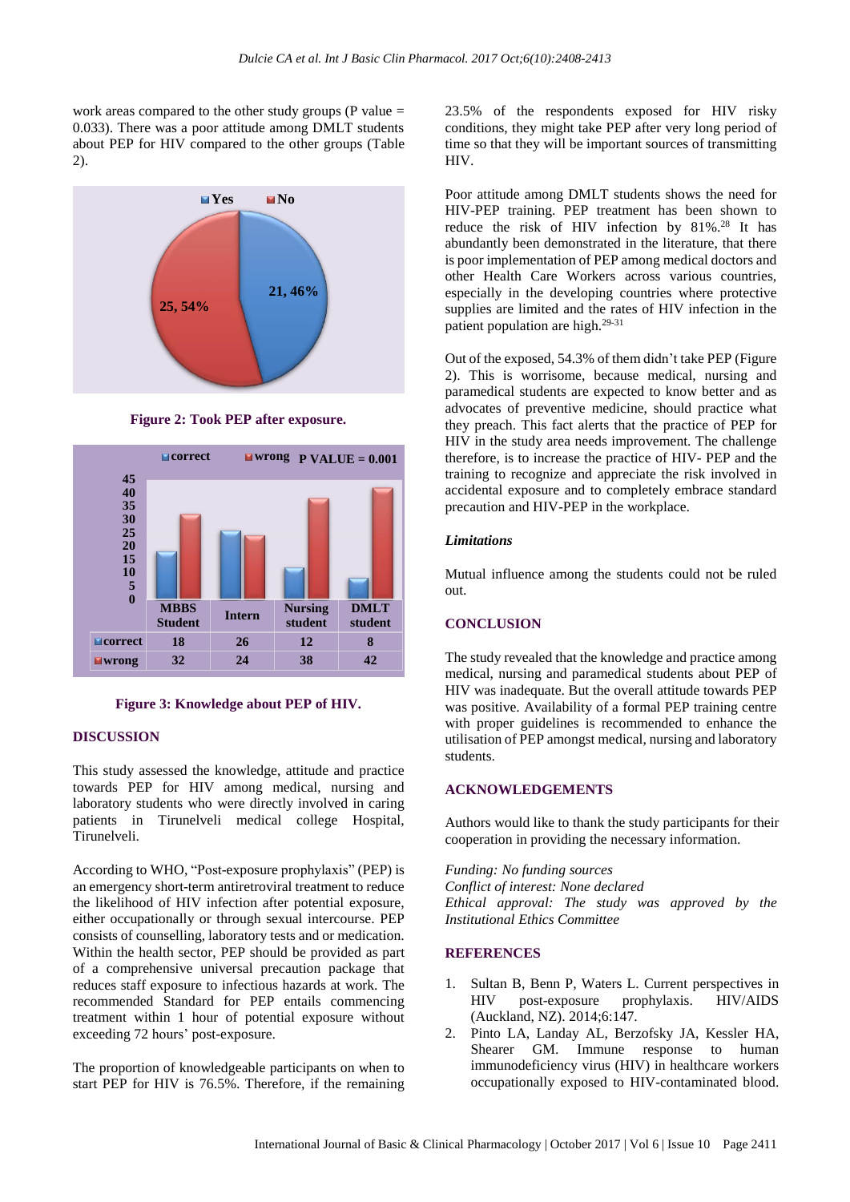work areas compared to the other study groups (P value = 0.033). There was a poor attitude among DMLT students about PEP for HIV compared to the other groups (Table 2).

Figure 2: Took PEP after exposure.

| | MBBS Student | Intern | Nursing student | DMLT student |
|---|---|---|---|---|
| correct | 18 | 26 | 12 | 8 |
| wrong | 32 | 24 | 38 | 42 |

P VALUE = 0.001

Figure 3: Knowledge about PEP of HIV.

## DISCUSSION

This study assessed the knowledge, attitude and practice towards PEP for HIV among medical, nursing and laboratory students who were directly involved in caring patients in Tirunelveli medical college Hospital, Tirunelveli.

According to WHO, "Post-exposure prophylaxis" (PEP) is an emergency short-term antiretroviral treatment to reduce the likelihood of HIV infection after potential exposure, either occupationally or through sexual intercourse. PEP consists of counselling, laboratory tests and or medication. Within the health sector, PEP should be provided as part of a comprehensive universal precaution package that reduces staff exposure to infectious hazards at work. The recommended Standard for PEP entails commencing treatment within 1 hour of potential exposure without exceeding 72 hours' post-exposure.

The proportion of knowledgeable participants on when to start PEP for HIV is 76.5%. Therefore, if the remaining 23.5% of the respondents exposed for HIV risky conditions, they might take PEP after very long period of time so that they will be important sources of transmitting HIV.

Poor attitude among DMLT students shows the need for HIV-PEP training. PEP treatment has been shown to reduce the risk of HIV infection by 81%.[28] It has abundantly been demonstrated in the literature, that there is poor implementation of PEP among medical doctors and other Health Care Workers across various countries, especially in the developing countries where protective supplies are limited and the rates of HIV infection in the patient population are high.[29-31]

Out of the exposed, 54.3% of them didn't take PEP (Figure 2). This is worrisome, because medical, nursing and paramedical students are expected to know better and as advocates of preventive medicine, should practice what they preach. This fact alerts that the practice of PEP for HIV in the study area needs improvement. The challenge therefore, is to increase the practice of HIV- PEP and the training to recognize and appreciate the risk involved in accidental exposure and to completely embrace standard precaution and HIV-PEP in the workplace.

### *Limitations*

Mutual influence among the students could not be ruled out.

## CONCLUSION

The study revealed that the knowledge and practice among medical, nursing and paramedical students about PEP of HIV was inadequate. But the overall attitude towards PEP was positive. Availability of a formal PEP training centre with proper guidelines is recommended to enhance the utilisation of PEP amongst medical, nursing and laboratory students.

## ACKNOWLEDGEMENTS

Authors would like to thank the study participants for their cooperation in providing the necessary information.

*Funding: No funding sources*
*Conflict of interest: None declared*
*Ethical approval: The study was approved by the Institutional Ethics Committee*

## REFERENCES

1. Sultan B, Benn P, Waters L. Current perspectives in HIV post-exposure prophylaxis. HIV/AIDS (Auckland, NZ). 2014;6:147.
2. Pinto LA, Landay AL, Berzofsky JA, Kessler HA, Shearer GM. Immune response to human immunodeficiency virus (HIV) in healthcare workers occupationally exposed to HIV-contaminated blood.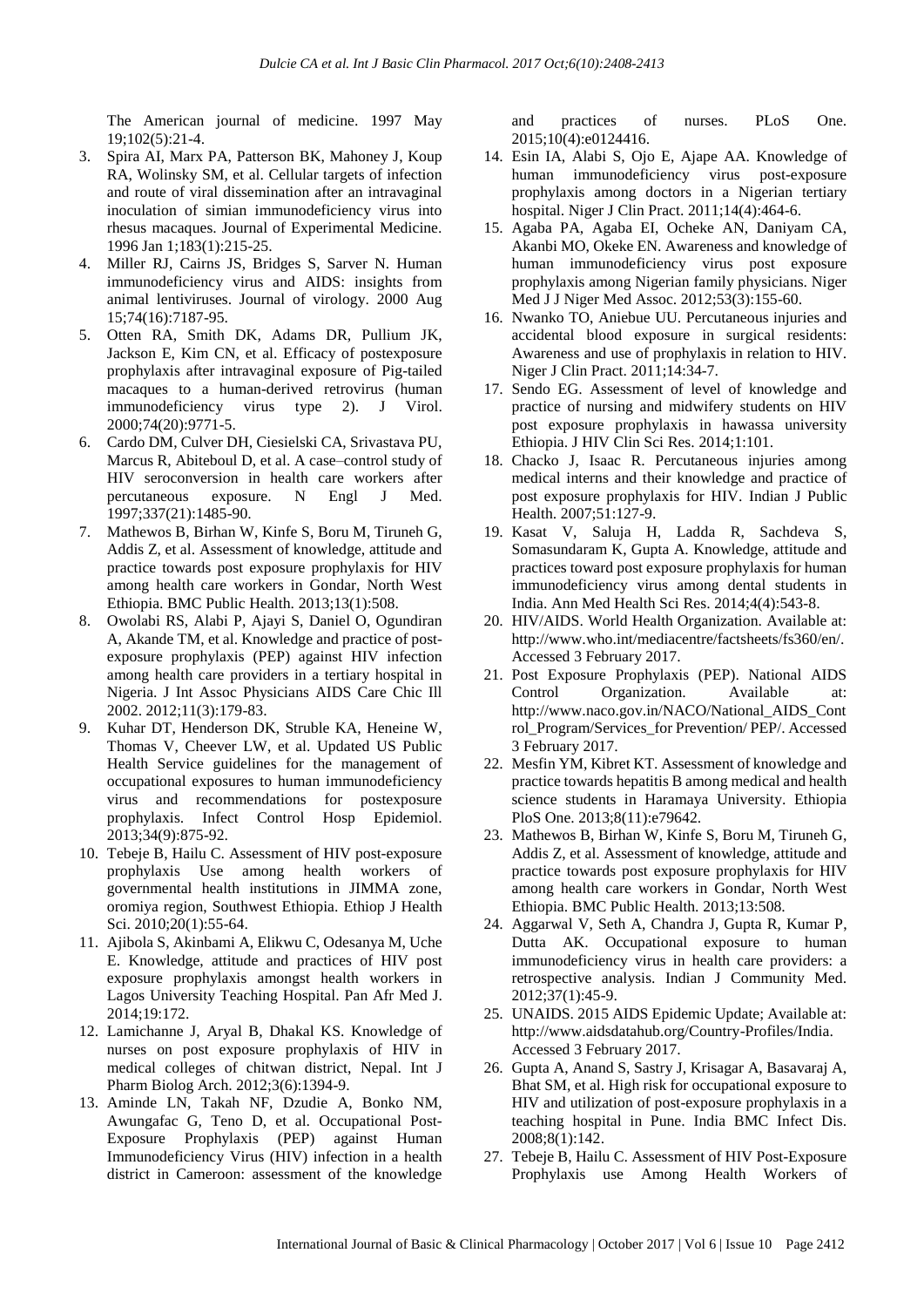The American journal of medicine. 1997 May 19;102(5):21-4.

3. Spira AI, Marx PA, Patterson BK, Mahoney J, Koup RA, Wolinsky SM, et al. Cellular targets of infection and route of viral dissemination after an intravaginal inoculation of simian immunodeficiency virus into rhesus macaques. Journal of Experimental Medicine. 1996 Jan 1;183(1):215-25.
4. Miller RJ, Cairns JS, Bridges S, Sarver N. Human immunodeficiency virus and AIDS: insights from animal lentiviruses. Journal of virology. 2000 Aug 15;74(16):7187-95.
5. Otten RA, Smith DK, Adams DR, Pullium JK, Jackson E, Kim CN, et al. Efficacy of postexposure prophylaxis after intravaginal exposure of Pig-tailed macaques to a human-derived retrovirus (human immunodeficiency virus type 2). J Virol. 2000;74(20):9771-5.
6. Cardo DM, Culver DH, Ciesielski CA, Srivastava PU, Marcus R, Abiteboul D, et al. A case–control study of HIV seroconversion in health care workers after percutaneous exposure. N Engl J Med. 1997;337(21):1485-90.
7. Mathewos B, Birhan W, Kinfe S, Boru M, Tiruneh G, Addis Z, et al. Assessment of knowledge, attitude and practice towards post exposure prophylaxis for HIV among health care workers in Gondar, North West Ethiopia. BMC Public Health. 2013;13(1):508.
8. Owolabi RS, Alabi P, Ajayi S, Daniel O, Ogundiran A, Akande TM, et al. Knowledge and practice of post-exposure prophylaxis (PEP) against HIV infection among health care providers in a tertiary hospital in Nigeria. J Int Assoc Physicians AIDS Care Chic Ill 2002. 2012;11(3):179-83.
9. Kuhar DT, Henderson DK, Struble KA, Heneine W, Thomas V, Cheever LW, et al. Updated US Public Health Service guidelines for the management of occupational exposures to human immunodeficiency virus and recommendations for postexposure prophylaxis. Infect Control Hosp Epidemiol. 2013;34(9):875-92.
10. Tebeje B, Hailu C. Assessment of HIV post-exposure prophylaxis Use among health workers of governmental health institutions in JIMMA zone, oromiya region, Southwest Ethiopia. Ethiop J Health Sci. 2010;20(1):55-64.
11. Ajibola S, Akinbami A, Elikwu C, Odesanya M, Uche E. Knowledge, attitude and practices of HIV post exposure prophylaxis amongst health workers in Lagos University Teaching Hospital. Pan Afr Med J. 2014;19:172.
12. Lamichanne J, Aryal B, Dhakal KS. Knowledge of nurses on post exposure prophylaxis of HIV in medical colleges of chitwan district, Nepal. Int J Pharm Biolog Arch. 2012;3(6):1394-9.
13. Aminde LN, Takah NF, Dzudie A, Bonko NM, Awungafac G, Teno D, et al. Occupational Post-Exposure Prophylaxis (PEP) against Human Immunodeficiency Virus (HIV) infection in a health district in Cameroon: assessment of the knowledge and practices of nurses. PLoS One. 2015;10(4):e0124416.
14. Esin IA, Alabi S, Ojo E, Ajape AA. Knowledge of human immunodeficiency virus post-exposure prophylaxis among doctors in a Nigerian tertiary hospital. Niger J Clin Pract. 2011;14(4):464-6.
15. Agaba PA, Agaba EI, Ocheke AN, Daniyam CA, Akanbi MO, Okeke EN. Awareness and knowledge of human immunodeficiency virus post exposure prophylaxis among Nigerian family physicians. Niger Med J J Niger Med Assoc. 2012;53(3):155-60.
16. Nwanko TO, Aniebue UU. Percutaneous injuries and accidental blood exposure in surgical residents: Awareness and use of prophylaxis in relation to HIV. Niger J Clin Pract. 2011;14:34-7.
17. Sendo EG. Assessment of level of knowledge and practice of nursing and midwifery students on HIV post exposure prophylaxis in hawassa university Ethiopia. J HIV Clin Sci Res. 2014;1:101.
18. Chacko J, Isaac R. Percutaneous injuries among medical interns and their knowledge and practice of post exposure prophylaxis for HIV. Indian J Public Health. 2007;51:127-9.
19. Kasat V, Saluja H, Ladda R, Sachdeva S, Somasundaram K, Gupta A. Knowledge, attitude and practices toward post exposure prophylaxis for human immunodeficiency virus among dental students in India. Ann Med Health Sci Res. 2014;4(4):543-8.
20. HIV/AIDS. World Health Organization. Available at: http://www.who.int/mediacentre/factsheets/fs360/en/. Accessed 3 February 2017.
21. Post Exposure Prophylaxis (PEP). National AIDS Control Organization. Available at: http://www.naco.gov.in/NACO/National_AIDS_Control_Program/Services_for Prevention/ PEP/. Accessed 3 February 2017.
22. Mesfin YM, Kibret KT. Assessment of knowledge and practice towards hepatitis B among medical and health science students in Haramaya University. Ethiopia PloS One. 2013;8(11):e79642.
23. Mathewos B, Birhan W, Kinfe S, Boru M, Tiruneh G, Addis Z, et al. Assessment of knowledge, attitude and practice towards post exposure prophylaxis for HIV among health care workers in Gondar, North West Ethiopia. BMC Public Health. 2013;13:508.
24. Aggarwal V, Seth A, Chandra J, Gupta R, Kumar P, Dutta AK. Occupational exposure to human immunodeficiency virus in health care providers: a retrospective analysis. Indian J Community Med. 2012;37(1):45-9.
25. UNAIDS. 2015 AIDS Epidemic Update; Available at: http://www.aidsdatahub.org/Country-Profiles/India. Accessed 3 February 2017.
26. Gupta A, Anand S, Sastry J, Krisagar A, Basavaraj A, Bhat SM, et al. High risk for occupational exposure to HIV and utilization of post-exposure prophylaxis in a teaching hospital in Pune. India BMC Infect Dis. 2008;8(1):142.
27. Tebeje B, Hailu C. Assessment of HIV Post-Exposure Prophylaxis use Among Health Workers of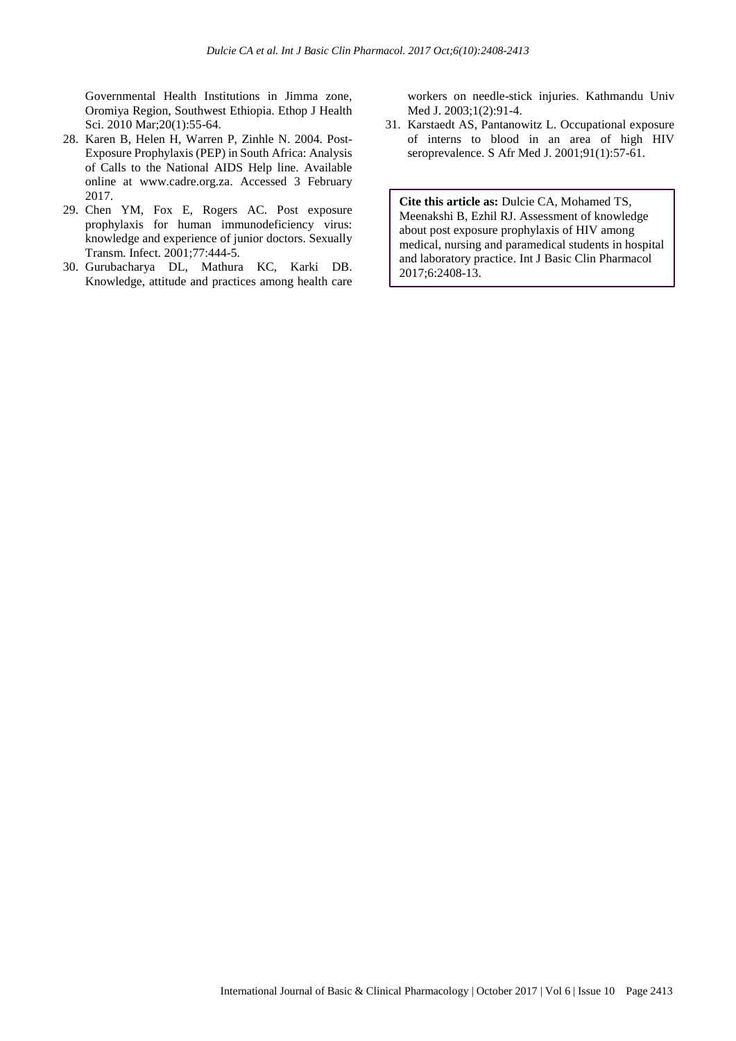Governmental Health Institutions in Jimma zone, Oromiya Region, Southwest Ethiopia. Ethop J Health Sci. 2010 Mar;20(1):55-64.

28. Karen B, Helen H, Warren P, Zinhle N. 2004. Post-Exposure Prophylaxis (PEP) in South Africa: Analysis of Calls to the National AIDS Help line. Available online at www.cadre.org.za. Accessed 3 February 2017.
29. Chen YM, Fox E, Rogers AC. Post exposure prophylaxis for human immunodeficiency virus: knowledge and experience of junior doctors. Sexually Transm. Infect. 2001;77:444-5.
30. Gurubacharya DL, Mathura KC, Karki DB. Knowledge, attitude and practices among health care workers on needle-stick injuries. Kathmandu Univ Med J. 2003;1(2):91-4.
31. Karstaedt AS, Pantanowitz L. Occupational exposure of interns to blood in an area of high HIV seroprevalence. S Afr Med J. 2001;91(1):57-61.

**Cite this article as:** Dulcie CA, Mohamed TS, Meenakshi B, Ezhil RJ. Assessment of knowledge about post exposure prophylaxis of HIV among medical, nursing and paramedical students in hospital and laboratory practice. Int J Basic Clin Pharmacol 2017;6:2408-13.